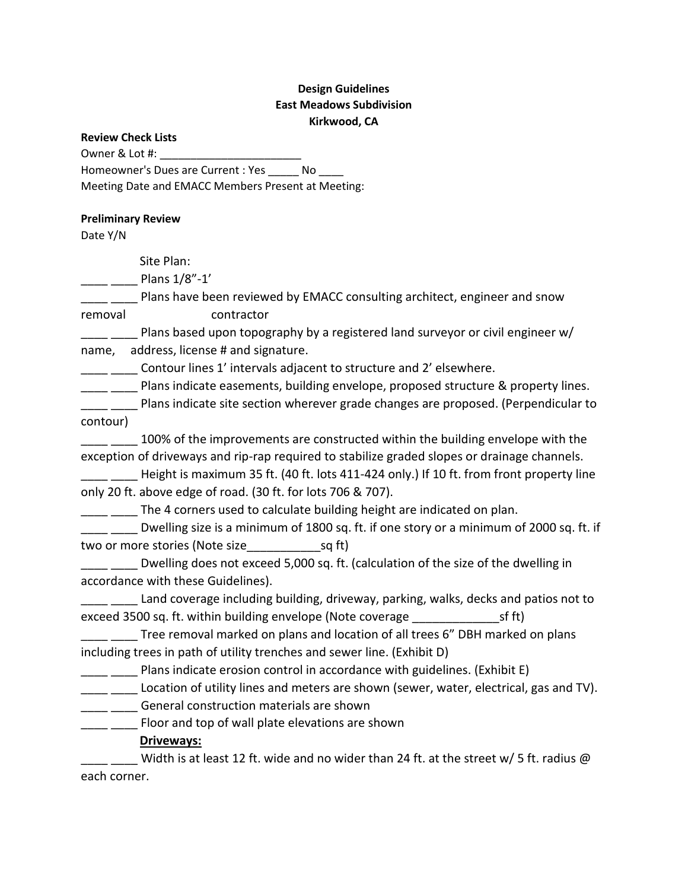**Design Guidelines**
**East Meadows Subdivision**
**Kirkwood, CA**

**Review Check Lists**

Owner & Lot #: _______________________

Homeowner's Dues are Current : Yes _____ No ____

Meeting Date and EMACC Members Present at Meeting:

**Preliminary Review**

Date Y/N

Site Plan:

____ ____ Plans 1/8"-1'

____ ____ Plans have been reviewed by EMACC consulting architect, engineer and snow removal contractor

____ ____ Plans based upon topography by a registered land surveyor or civil engineer w/ name, address, license # and signature.

____ ____ Contour lines 1' intervals adjacent to structure and 2' elsewhere.

____ ____ Plans indicate easements, building envelope, proposed structure & property lines.

____ ____ Plans indicate site section wherever grade changes are proposed. (Perpendicular to contour)

____ ____ 100% of the improvements are constructed within the building envelope with the exception of driveways and rip-rap required to stabilize graded slopes or drainage channels.

____ ____ Height is maximum 35 ft. (40 ft. lots 411-424 only.) If 10 ft. from front property line only 20 ft. above edge of road. (30 ft. for lots 706 & 707).

____ ____ The 4 corners used to calculate building height are indicated on plan.

____ ____ Dwelling size is a minimum of 1800 sq. ft. if one story or a minimum of 2000 sq. ft. if two or more stories (Note size___________sq ft)

____ ____ Dwelling does not exceed 5,000 sq. ft. (calculation of the size of the dwelling in accordance with these Guidelines).

____ ____ Land coverage including building, driveway, parking, walks, decks and patios not to exceed 3500 sq. ft. within building envelope (Note coverage _____________sf ft)

____ ____ Tree removal marked on plans and location of all trees 6" DBH marked on plans including trees in path of utility trenches and sewer line. (Exhibit D)

____ ____ Plans indicate erosion control in accordance with guidelines. (Exhibit E)

____ ____ Location of utility lines and meters are shown (sewer, water, electrical, gas and TV).

____ ____ General construction materials are shown

____ ____ Floor and top of wall plate elevations are shown

**Driveways:**

____ ____ Width is at least 12 ft. wide and no wider than 24 ft. at the street w/ 5 ft. radius @ each corner.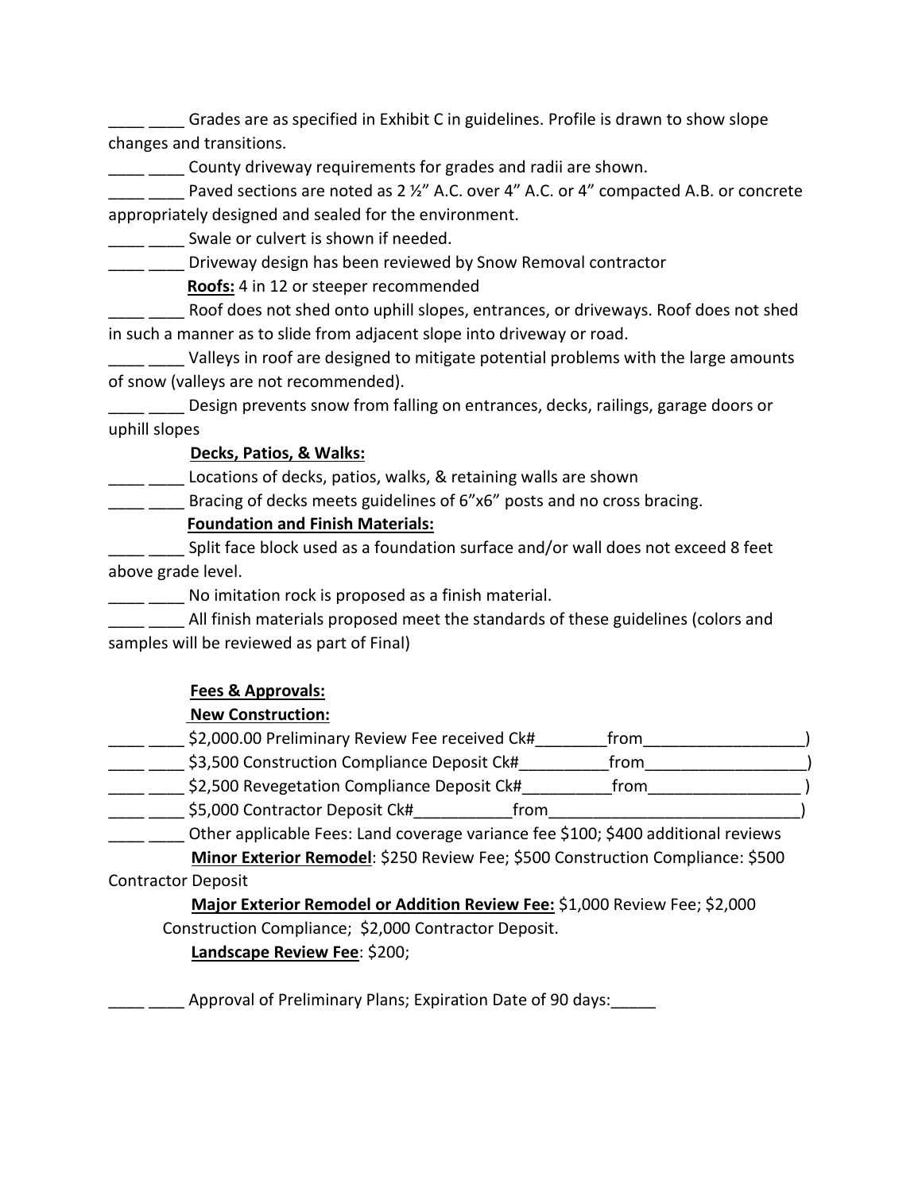____ ____ Grades are as specified in Exhibit C in guidelines. Profile is drawn to show slope changes and transitions.

____ ____ County driveway requirements for grades and radii are shown.

____ ____ Paved sections are noted as 2 ½" A.C. over 4" A.C. or 4" compacted A.B. or concrete appropriately designed and sealed for the environment.

____ ____ Swale or culvert is shown if needed.

____ ____ Driveway design has been reviewed by Snow Removal contractor

**Roofs:** 4 in 12 or steeper recommended

____ ____ Roof does not shed onto uphill slopes, entrances, or driveways. Roof does not shed in such a manner as to slide from adjacent slope into driveway or road.

____ ____ Valleys in roof are designed to mitigate potential problems with the large amounts of snow (valleys are not recommended).

____ ____ Design prevents snow from falling on entrances, decks, railings, garage doors or uphill slopes

**Decks, Patios, & Walks:**

____ ____ Locations of decks, patios, walks, & retaining walls are shown

____ ____ Bracing of decks meets guidelines of 6"x6" posts and no cross bracing.

**Foundation and Finish Materials:**

____ ____ Split face block used as a foundation surface and/or wall does not exceed 8 feet above grade level.

____ ____ No imitation rock is proposed as a finish material.

____ ____ All finish materials proposed meet the standards of these guidelines (colors and samples will be reviewed as part of Final)

**Fees & Approvals:**

**New Construction:**

____ ____ $2,000.00 Preliminary Review Fee received Ck#________from__________________)

____ ____ $3,500 Construction Compliance Deposit Ck#__________from__________________)

____ ____ $2,500 Revegetation Compliance Deposit Ck#__________from_________________ )

____ ____ $5,000 Contractor Deposit Ck#___________from_____________________________)

____ ____ Other applicable Fees: Land coverage variance fee $100; $400 additional reviews

**Minor Exterior Remodel**: $250 Review Fee; $500 Construction Compliance: $500 Contractor Deposit

**Major Exterior Remodel or Addition Review Fee:** $1,000 Review Fee; $2,000 Construction Compliance; $2,000 Contractor Deposit.

**Landscape Review Fee**: $200;

____ ____ Approval of Preliminary Plans; Expiration Date of 90 days:_____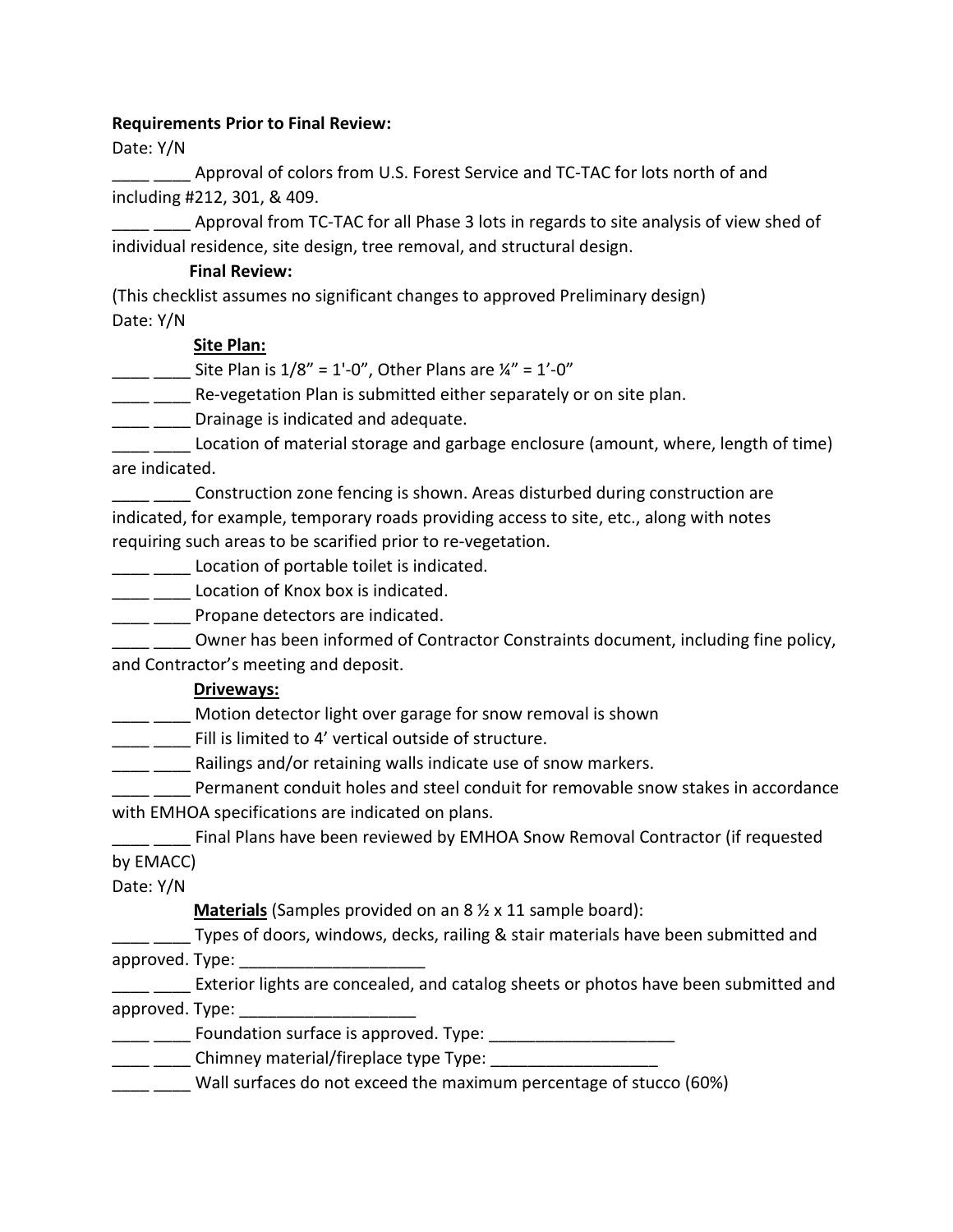**Requirements Prior to Final Review:**

Date: Y/N

____ ____ Approval of colors from U.S. Forest Service and TC-TAC for lots north of and including #212, 301, & 409.

____ ____ Approval from TC-TAC for all Phase 3 lots in regards to site analysis of view shed of individual residence, site design, tree removal, and structural design.

**Final Review:**

(This checklist assumes no significant changes to approved Preliminary design)

Date: Y/N

**<u>Site Plan:</u>**

____ ____ Site Plan is 1/8" = 1'-0", Other Plans are ¼" = 1'-0"

____ ____ Re-vegetation Plan is submitted either separately or on site plan.

____ ____ Drainage is indicated and adequate.

____ ____ Location of material storage and garbage enclosure (amount, where, length of time) are indicated.

____ ____ Construction zone fencing is shown. Areas disturbed during construction are indicated, for example, temporary roads providing access to site, etc., along with notes requiring such areas to be scarified prior to re-vegetation.

____ ____ Location of portable toilet is indicated.

____ ____ Location of Knox box is indicated.

____ ____ Propane detectors are indicated.

____ ____ Owner has been informed of Contractor Constraints document, including fine policy, and Contractor's meeting and deposit.

**<u>Driveways:</u>**

____ ____ Motion detector light over garage for snow removal is shown

____ ____ Fill is limited to 4' vertical outside of structure.

____ ____ Railings and/or retaining walls indicate use of snow markers.

____ ____ Permanent conduit holes and steel conduit for removable snow stakes in accordance with EMHOA specifications are indicated on plans.

____ ____ Final Plans have been reviewed by EMHOA Snow Removal Contractor (if requested by EMACC)

Date: Y/N

**<u>Materials</u>** (Samples provided on an 8 ½ x 11 sample board):

____ ____ Types of doors, windows, decks, railing & stair materials have been submitted and approved. Type: ____________________

____ ____ Exterior lights are concealed, and catalog sheets or photos have been submitted and approved. Type: ___________________

____ ____ Foundation surface is approved. Type: ____________________

____ ____ Chimney material/fireplace type Type: __________________

____ ____ Wall surfaces do not exceed the maximum percentage of stucco (60%)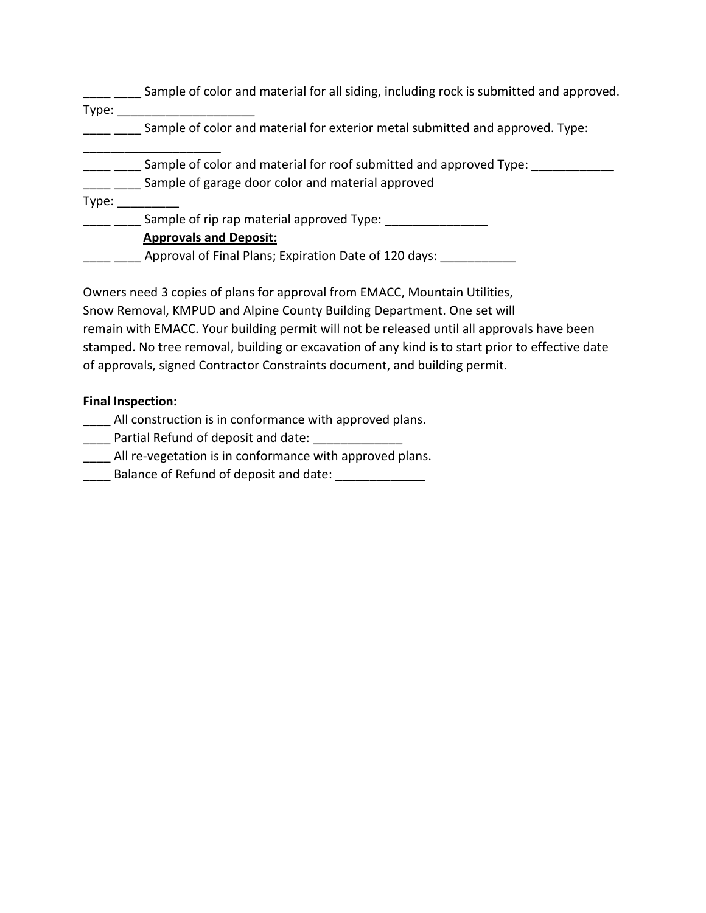____ ____ Sample of color and material for all siding, including rock is submitted and approved. Type: ____________________

____ ____ Sample of color and material for exterior metal submitted and approved. Type: ____________________

____ ____ Sample of color and material for roof submitted and approved Type: ____________

____ ____ Sample of garage door color and material approved Type: _________

____ ____ Sample of rip rap material approved Type: _______________

**Approvals and Deposit:**

____ ____ Approval of Final Plans; Expiration Date of 120 days: ___________

Owners need 3 copies of plans for approval from EMACC, Mountain Utilities, Snow Removal, KMPUD and Alpine County Building Department. One set will remain with EMACC. Your building permit will not be released until all approvals have been stamped. No tree removal, building or excavation of any kind is to start prior to effective date of approvals, signed Contractor Constraints document, and building permit.

**Final Inspection:**

____ All construction is in conformance with approved plans.

____ Partial Refund of deposit and date: _____________

____ All re-vegetation is in conformance with approved plans.

____ Balance of Refund of deposit and date: _____________